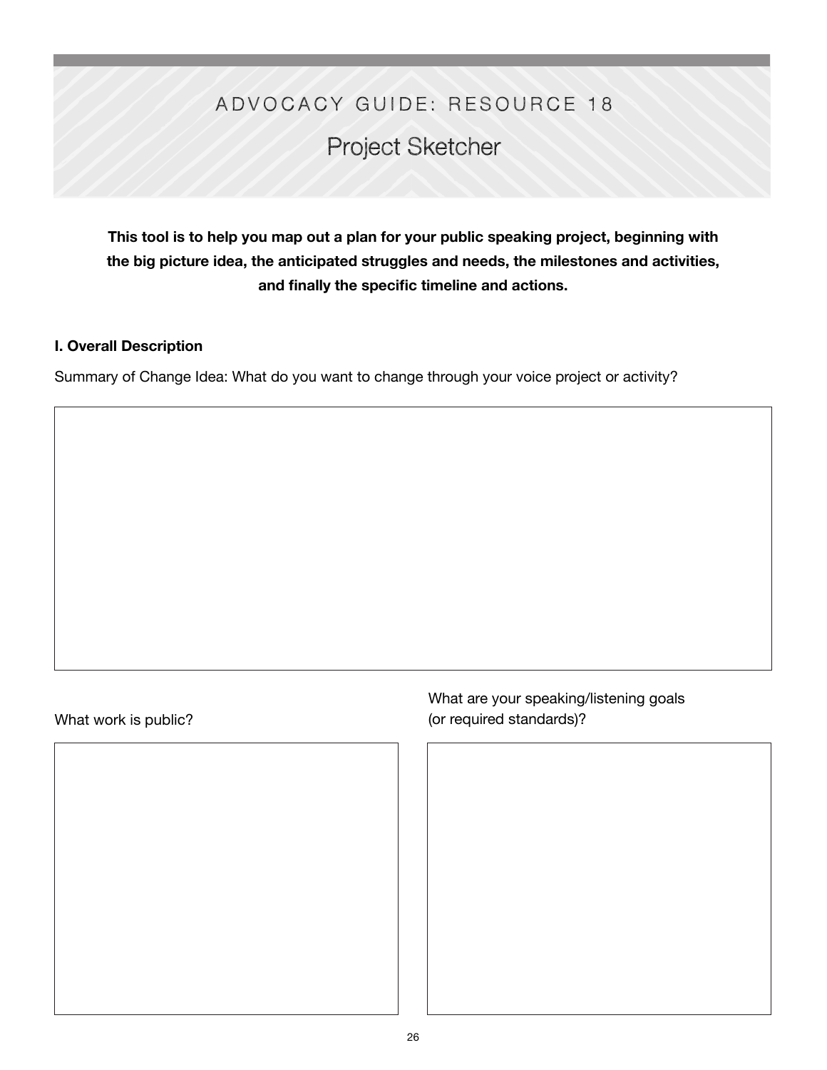# ADVOCACY GUIDE: RESOURCE 18

## Project Sketcher

**This tool is to help you map out a plan for your public speaking project, beginning with the big picture idea, the anticipated struggles and needs, the milestones and activities, and finally the specific timeline and actions.**

**I. Overall Description**

Summary of Change Idea: What do you want to change through your voice project or activity?

What work is public?

What are your speaking/listening goals (or required standards)?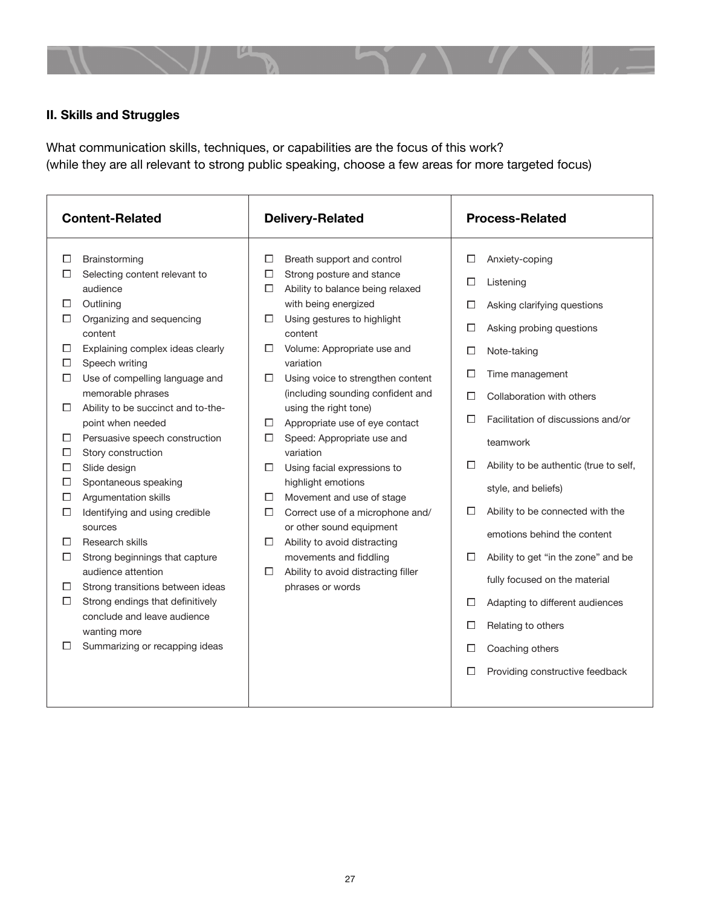## II. Skills and Struggles

What communication skills, techniques, or capabilities are the focus of this work?
(while they are all relevant to strong public speaking, choose a few areas for more targeted focus)

| Content-Related | Delivery-Related | Process-Related |
| --- | --- | --- |
| ☐ Brainstorming<br>☐ Selecting content relevant to audience<br>☐ Outlining<br>☐ Organizing and sequencing content<br>☐ Explaining complex ideas clearly<br>☐ Speech writing<br>☐ Use of compelling language and memorable phrases<br>☐ Ability to be succinct and to-the-point when needed<br>☐ Persuasive speech construction<br>☐ Story construction<br>☐ Slide design<br>☐ Spontaneous speaking<br>☐ Argumentation skills<br>☐ Identifying and using credible sources<br>☐ Research skills<br>☐ Strong beginnings that capture audience attention<br>☐ Strong transitions between ideas<br>☐ Strong endings that definitively conclude and leave audience wanting more<br>☐ Summarizing or recapping ideas | ☐ Breath support and control<br>☐ Strong posture and stance<br>☐ Ability to balance being relaxed with being energized<br>☐ Using gestures to highlight content<br>☐ Volume: Appropriate use and variation<br>☐ Using voice to strengthen content (including sounding confident and using the right tone)<br>☐ Appropriate use of eye contact<br>☐ Speed: Appropriate use and variation<br>☐ Using facial expressions to highlight emotions<br>☐ Movement and use of stage<br>☐ Correct use of a microphone and/ or other sound equipment<br>☐ Ability to avoid distracting movements and fiddling<br>☐ Ability to avoid distracting filler phrases or words | ☐ Anxiety-coping<br>☐ Listening<br>☐ Asking clarifying questions<br>☐ Asking probing questions<br>☐ Note-taking<br>☐ Time management<br>☐ Collaboration with others<br>☐ Facilitation of discussions and/or teamwork<br>☐ Ability to be authentic (true to self, style, and beliefs)<br>☐ Ability to be connected with the emotions behind the content<br>☐ Ability to get "in the zone" and be fully focused on the material<br>☐ Adapting to different audiences<br>☐ Relating to others<br>☐ Coaching others<br>☐ Providing constructive feedback |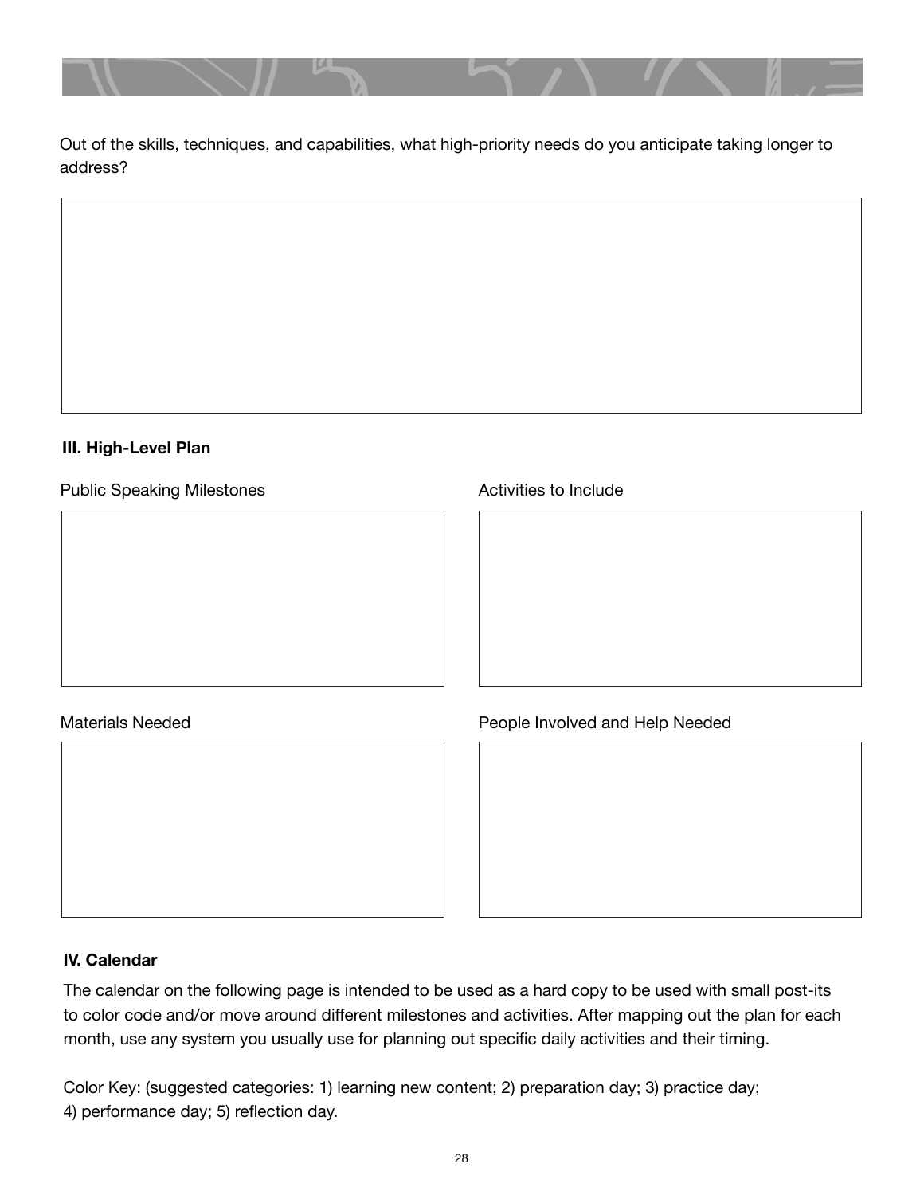Out of the skills, techniques, and capabilities, what high-priority needs do you anticipate taking longer to address?

**III. High-Level Plan**

Public Speaking Milestones

Activities to Include

Materials Needed

People Involved and Help Needed

**IV. Calendar**

The calendar on the following page is intended to be used as a hard copy to be used with small post-its to color code and/or move around different milestones and activities. After mapping out the plan for each month, use any system you usually use for planning out specific daily activities and their timing.

Color Key: (suggested categories: 1) learning new content; 2) preparation day; 3) practice day; 4) performance day; 5) reflection day.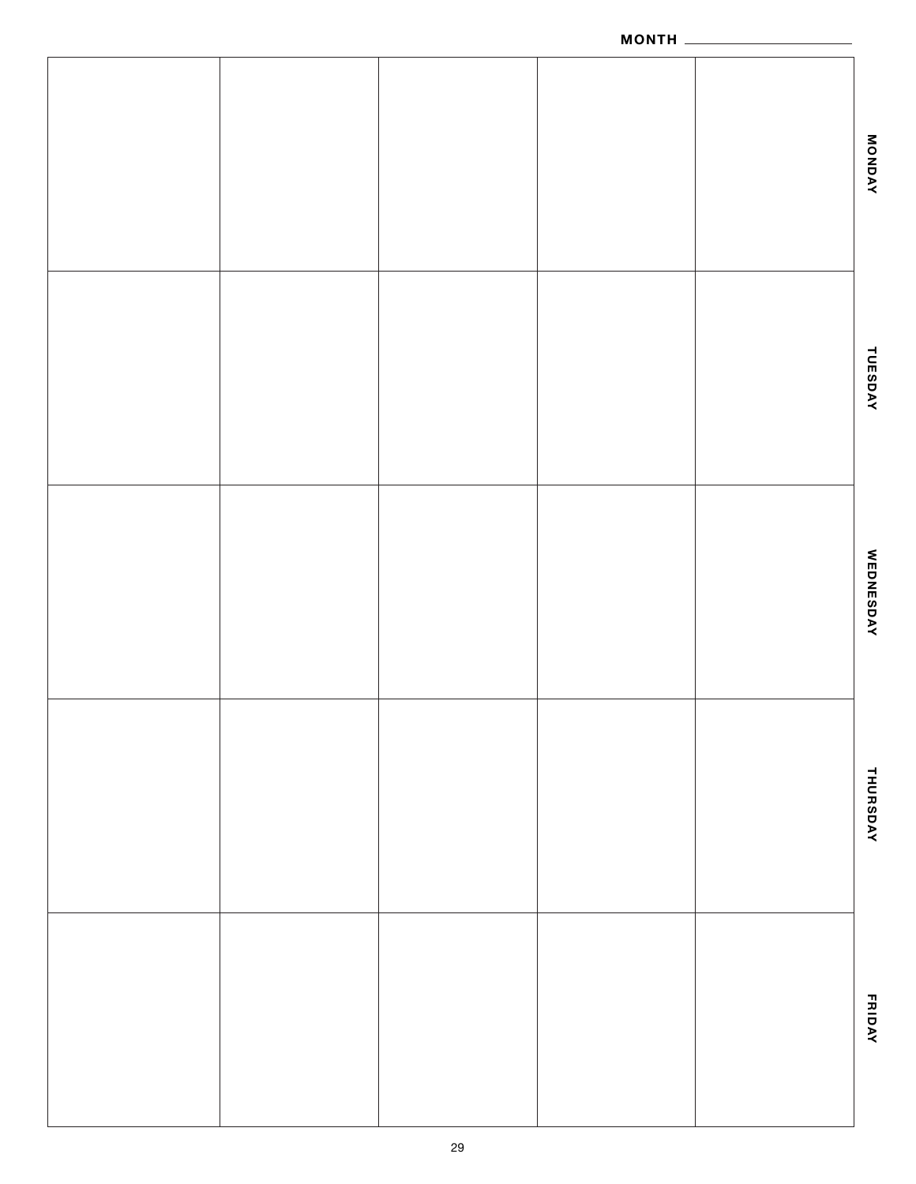MONTH ____________________

| | | | | | |
|---|---|---|---|---|---|
| | | | | | MONDAY |
| | | | | | TUESDAY |
| | | | | | WEDNESDAY |
| | | | | | THURSDAY |
| | | | | | FRIDAY |